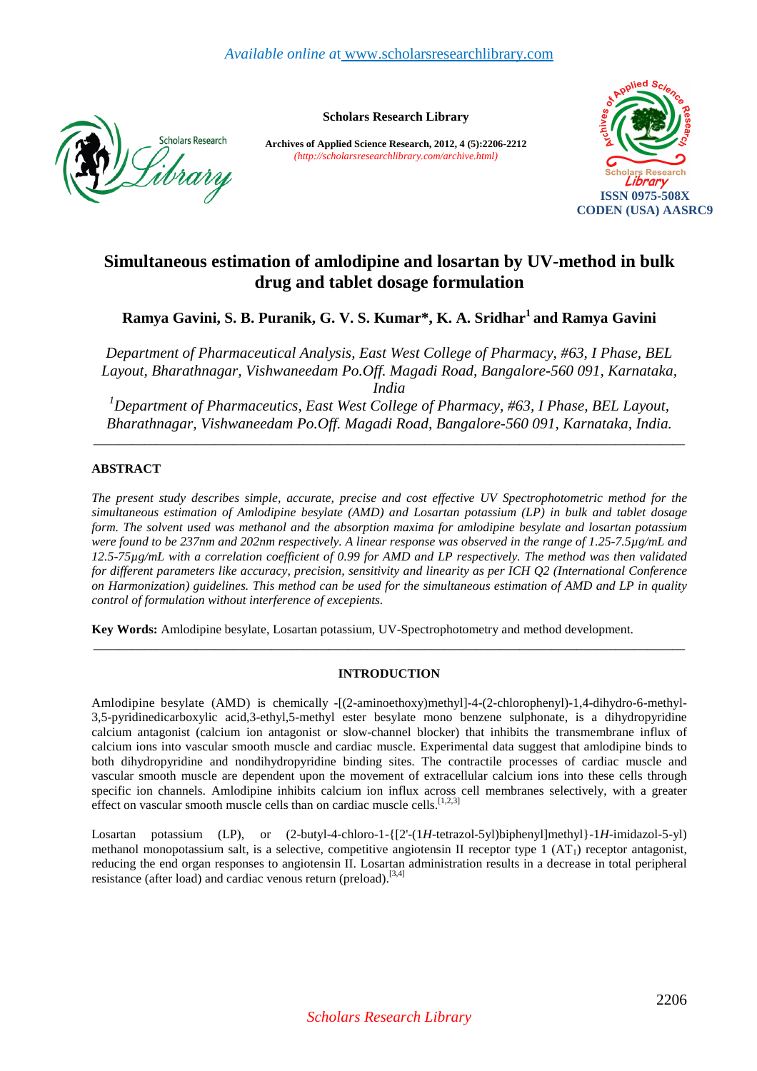*Available online at* www.scholarsresearchlibrary.com

**Scholars Research Library**

**Archives of Applied Science Research, 2012, 4 (5):2206-2212**
*(http://scholarsresearchlibrary.com/archive.html)*

**ISSN 0975-508X**
**CODEN (USA) AASRC9**

# Simultaneous estimation of amlodipine and losartan by UV-method in bulk drug and tablet dosage formulation

**Ramya Gavini, S. B. Puranik, G. V. S. Kumar*, K. A. Sridhar[1] and Ramya Gavini**

*Department of Pharmaceutical Analysis, East West College of Pharmacy, #63, I Phase, BEL Layout, Bharathnagar, Vishwaneedam Po.Off. Magadi Road, Bangalore-560 091, Karnataka, India*

*[1]Department of Pharmaceutics, East West College of Pharmacy, #63, I Phase, BEL Layout, Bharathnagar, Vishwaneedam Po.Off. Magadi Road, Bangalore-560 091, Karnataka, India.*

---

## ABSTRACT

*The present study describes simple, accurate, precise and cost effective UV Spectrophotometric method for the simultaneous estimation of Amlodipine besylate (AMD) and Losartan potassium (LP) in bulk and tablet dosage form. The solvent used was methanol and the absorption maxima for amlodipine besylate and losartan potassium were found to be 237nm and 202nm respectively. A linear response was observed in the range of 1.25-7.5µg/mL and 12.5-75µg/mL with a correlation coefficient of 0.99 for AMD and LP respectively. The method was then validated for different parameters like accuracy, precision, sensitivity and linearity as per ICH Q2 (International Conference on Harmonization) guidelines. This method can be used for the simultaneous estimation of AMD and LP in quality control of formulation without interference of excepients.*

**Key Words:** Amlodipine besylate, Losartan potassium, UV-Spectrophotometry and method development.

---

## INTRODUCTION

Amlodipine besylate (AMD) is chemically -[(2-aminoethoxy)methyl]-4-(2-chlorophenyl)-1,4-dihydro-6-methyl-3,5-pyridinedicarboxylic acid,3-ethyl,5-methyl ester besylate mono benzene sulphonate, is a dihydropyridine calcium antagonist (calcium ion antagonist or slow-channel blocker) that inhibits the transmembrane influx of calcium ions into vascular smooth muscle and cardiac muscle. Experimental data suggest that amlodipine binds to both dihydropyridine and nondihydropyridine binding sites. The contractile processes of cardiac muscle and vascular smooth muscle are dependent upon the movement of extracellular calcium ions into these cells through specific ion channels. Amlodipine inhibits calcium ion influx across cell membranes selectively, with a greater effect on vascular smooth muscle cells than on cardiac muscle cells.[1,2,3]

Losartan potassium (LP), or (2-butyl-4-chloro-1-{[2'-(1*H*-tetrazol-5yl)biphenyl]methyl}-1*H*-imidazol-5-yl) methanol monopotassium salt, is a selective, competitive angiotensin II receptor type 1 ($AT_1$) receptor antagonist, reducing the end organ responses to angiotensin II. Losartan administration results in a decrease in total peripheral resistance (after load) and cardiac venous return (preload).[3,4]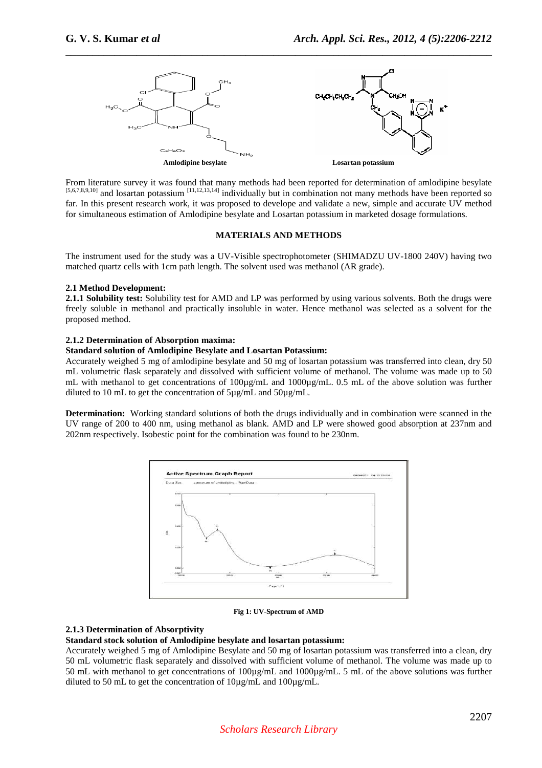**Amlodipine besylate** **Losartan potassium**

From literature survey it was found that many methods had been reported for determination of amlodipine besylate [5,6,7,8,9,10] and losartan potassium [11,12,13,14] individually but in combination not many methods have been reported so far. In this present research work, it was proposed to develope and validate a new, simple and accurate UV method for simultaneous estimation of Amlodipine besylate and Losartan potassium in marketed dosage formulations.

## MATERIALS AND METHODS

The instrument used for the study was a UV-Visible spectrophotometer (SHIMADZU UV-1800 240V) having two matched quartz cells with 1cm path length. The solvent used was methanol (AR grade).

### 2.1 Method Development:

**2.1.1 Solubility test:** Solubility test for AMD and LP was performed by using various solvents. Both the drugs were freely soluble in methanol and practically insoluble in water. Hence methanol was selected as a solvent for the proposed method.

#### 2.1.2 Determination of Absorption maxima:

**Standard solution of Amlodipine Besylate and Losartan Potassium:**

Accurately weighed 5 mg of amlodipine besylate and 50 mg of losartan potassium was transferred into clean, dry 50 mL volumetric flask separately and dissolved with sufficient volume of methanol. The volume was made up to 50 mL with methanol to get concentrations of 100µg/mL and 1000µg/mL. 0.5 mL of the above solution was further diluted to 10 mL to get the concentration of 5µg/mL and 50µg/mL.

**Determination:** Working standard solutions of both the drugs individually and in combination were scanned in the UV range of 200 to 400 nm, using methanol as blank. AMD and LP were showed good absorption at 237nm and 202nm respectively. Isobestic point for the combination was found to be 230nm.

**Fig 1: UV-Spectrum of AMD**

#### 2.1.3 Determination of Absorptivity

**Standard stock solution of Amlodipine besylate and losartan potassium:**

Accurately weighed 5 mg of Amlodipine Besylate and 50 mg of losartan potassium was transferred into a clean, dry 50 mL volumetric flask separately and dissolved with sufficient volume of methanol. The volume was made up to 50 mL with methanol to get concentrations of 100µg/mL and 1000µg/mL. 5 mL of the above solutions was further diluted to 50 mL to get the concentration of 10µg/mL and 100µg/mL.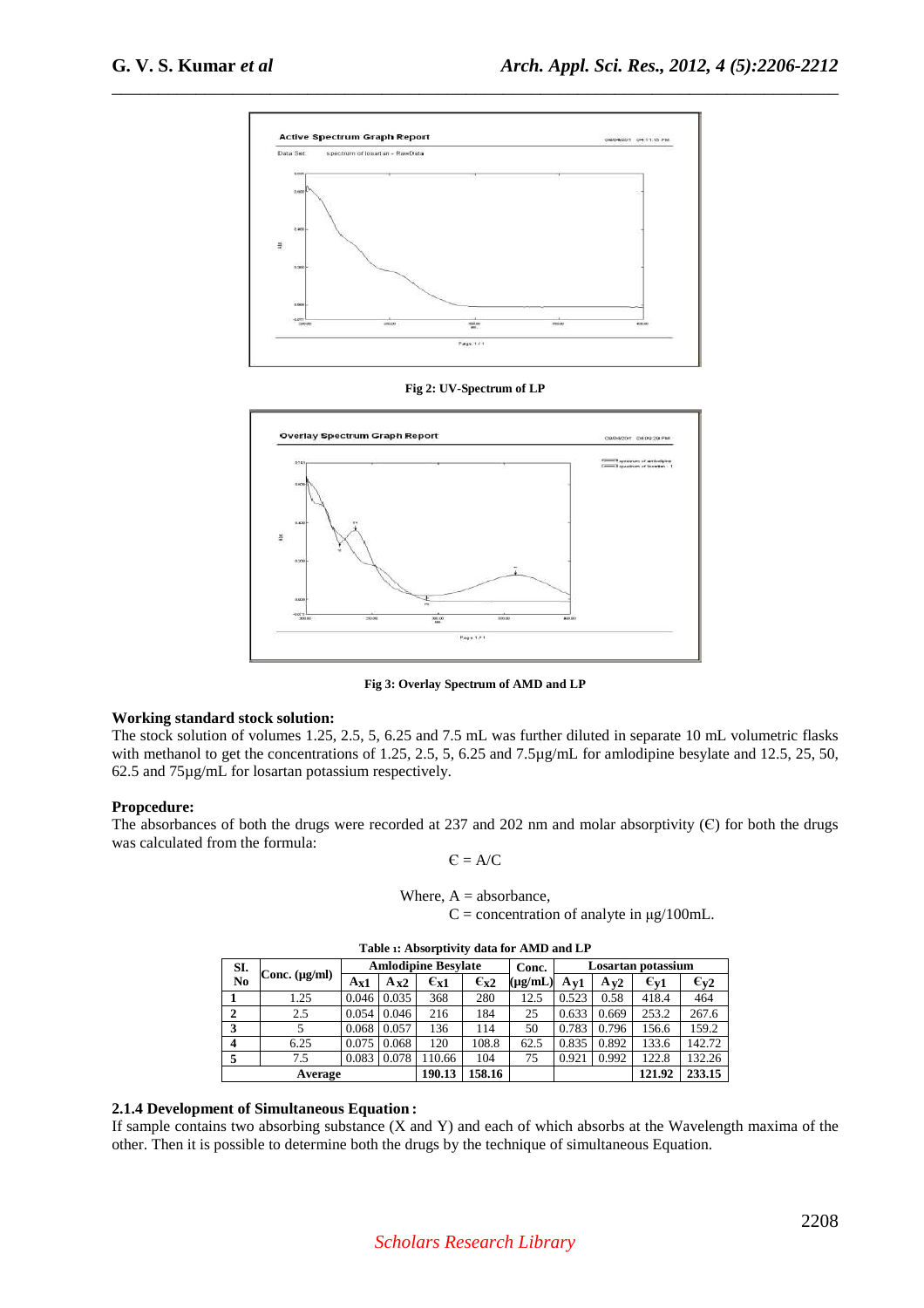Fig 2: UV-Spectrum of LP

Fig 3: Overlay Spectrum of AMD and LP

**Working standard stock solution:**

The stock solution of volumes 1.25, 2.5, 5, 6.25 and 7.5 mL was further diluted in separate 10 mL volumetric flasks with methanol to get the concentrations of 1.25, 2.5, 5, 6.25 and 7.5µg/mL for amlodipine besylate and 12.5, 25, 50, 62.5 and 75µg/mL for losartan potassium respectively.

**Propcedure:**

The absorbances of both the drugs were recorded at 237 and 202 nm and molar absorptivity (Є) for both the drugs was calculated from the formula:

$$Є = A/C$$

Where, A = absorbance,
C = concentration of analyte in µg/100mL.

**Table 1: Absorptivity data for AMD and LP**

| Sl. No | Conc. (µg/ml) | Amlodipine Besylate | | | | Conc. (µg/mL) | Losartan potassium | | | |
|---|---|---|---|---|---|---|---|---|---|---|
| | | $A_{x1}$ | $A_{x2}$ | $Є_{x1}$ | $Є_{x2}$ | | $A_{y1}$ | $A_{y2}$ | $Є_{y1}$ | $Є_{y2}$ |
| 1 | 1.25 | 0.046 | 0.035 | 368 | 280 | 12.5 | 0.523 | 0.58 | 418.4 | 464 |
| 2 | 2.5 | 0.054 | 0.046 | 216 | 184 | 25 | 0.633 | 0.669 | 253.2 | 267.6 |
| 3 | 5 | 0.068 | 0.057 | 136 | 114 | 50 | 0.783 | 0.796 | 156.6 | 159.2 |
| 4 | 6.25 | 0.075 | 0.068 | 120 | 108.8 | 62.5 | 0.835 | 0.892 | 133.6 | 142.72 |
| 5 | 7.5 | 0.083 | 0.078 | 110.66 | 104 | 75 | 0.921 | 0.992 | 122.8 | 132.26 |
| Average | | | | 190.13 | 158.16 | | | | 121.92 | 233.15 |

### 2.1.4 Development of Simultaneous Equation :

If sample contains two absorbing substance (X and Y) and each of which absorbs at the Wavelength maxima of the other. Then it is possible to determine both the drugs by the technique of simultaneous Equation.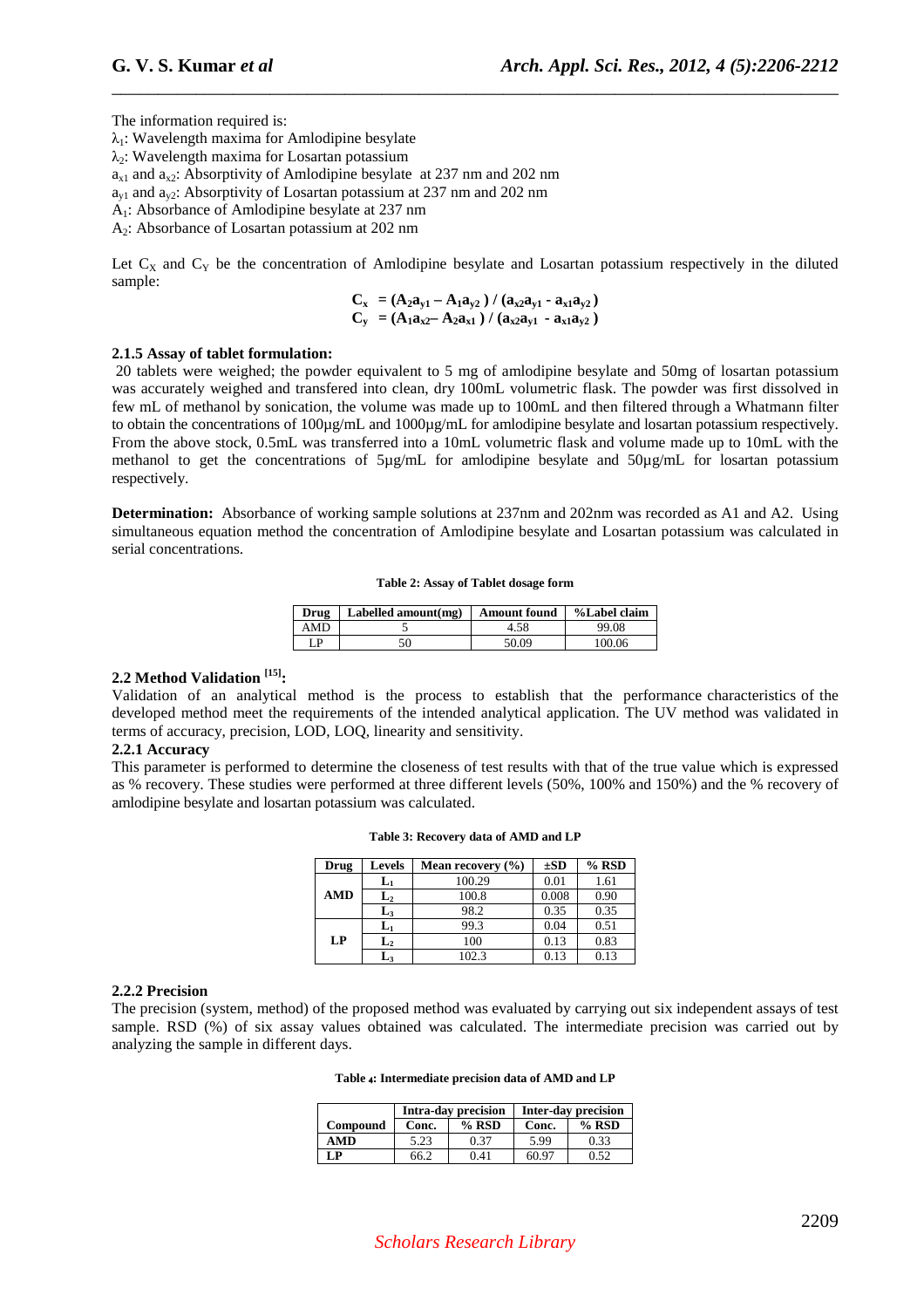The information required is:

$\lambda_1$: Wavelength maxima for Amlodipine besylate
$\lambda_2$: Wavelength maxima for Losartan potassium
$a_{x1}$ and $a_{x2}$: Absorptivity of Amlodipine besylate at 237 nm and 202 nm
$a_{y1}$ and $a_{y2}$: Absorptivity of Losartan potassium at 237 nm and 202 nm
$A_1$: Absorbance of Amlodipine besylate at 237 nm
$A_2$: Absorbance of Losartan potassium at 202 nm

Let $C_X$ and $C_Y$ be the concentration of Amlodipine besylate and Losartan potassium respectively in the diluted sample:

$$C_x = (A_2a_{y1} - A_1a_{y2}) / (a_{x2}a_{y1} - a_{x1}a_{y2})$$
$$C_y = (A_1a_{x2} - A_2a_{x1}) / (a_{x2}a_{y1} - a_{x1}a_{y2})$$

### 2.1.5 Assay of tablet formulation:

20 tablets were weighed; the powder equivalent to 5 mg of amlodipine besylate and 50mg of losartan potassium was accurately weighed and transfered into clean, dry 100mL volumetric flask. The powder was first dissolved in few mL of methanol by sonication, the volume was made up to 100mL and then filtered through a Whatmann filter to obtain the concentrations of 100µg/mL and 1000µg/mL for amlodipine besylate and losartan potassium respectively. From the above stock, 0.5mL was transferred into a 10mL volumetric flask and volume made up to 10mL with the methanol to get the concentrations of 5µg/mL for amlodipine besylate and 50µg/mL for losartan potassium respectively.

**Determination:** Absorbance of working sample solutions at 237nm and 202nm was recorded as A1 and A2. Using simultaneous equation method the concentration of Amlodipine besylate and Losartan potassium was calculated in serial concentrations.

**Table 2: Assay of Tablet dosage form**

| Drug | Labelled amount(mg) | Amount found | %Label claim |
|---|---|---|---|
| AMD | 5 | 4.58 | 99.08 |
| LP | 50 | 50.09 | 100.06 |

## 2.2 Method Validation [15]:

Validation of an analytical method is the process to establish that the performance characteristics of the developed method meet the requirements of the intended analytical application. The UV method was validated in terms of accuracy, precision, LOD, LOQ, linearity and sensitivity.

### 2.2.1 Accuracy

This parameter is performed to determine the closeness of test results with that of the true value which is expressed as % recovery. These studies were performed at three different levels (50%, 100% and 150%) and the % recovery of amlodipine besylate and losartan potassium was calculated.

**Table 3: Recovery data of AMD and LP**

| Drug | Levels | Mean recovery (%) | ±SD | % RSD |
|---|---|---|---|---|
| AMD | $L_1$ | 100.29 | 0.01 | 1.61 |
| | $L_2$ | 100.8 | 0.008 | 0.90 |
| | $L_3$ | 98.2 | 0.35 | 0.35 |
| LP | $L_1$ | 99.3 | 0.04 | 0.51 |
| | $L_2$ | 100 | 0.13 | 0.83 |
| | $L_3$ | 102.3 | 0.13 | 0.13 |

### 2.2.2 Precision

The precision (system, method) of the proposed method was evaluated by carrying out six independent assays of test sample. RSD (%) of six assay values obtained was calculated. The intermediate precision was carried out by analyzing the sample in different days.

**Table 4: Intermediate precision data of AMD and LP**

| | Intra-day precision | | Inter-day precision | |
|---|---|---|---|---|
| Compound | Conc. | % RSD | Conc. | % RSD |
| AMD | 5.23 | 0.37 | 5.99 | 0.33 |
| LP | 66.2 | 0.41 | 60.97 | 0.52 |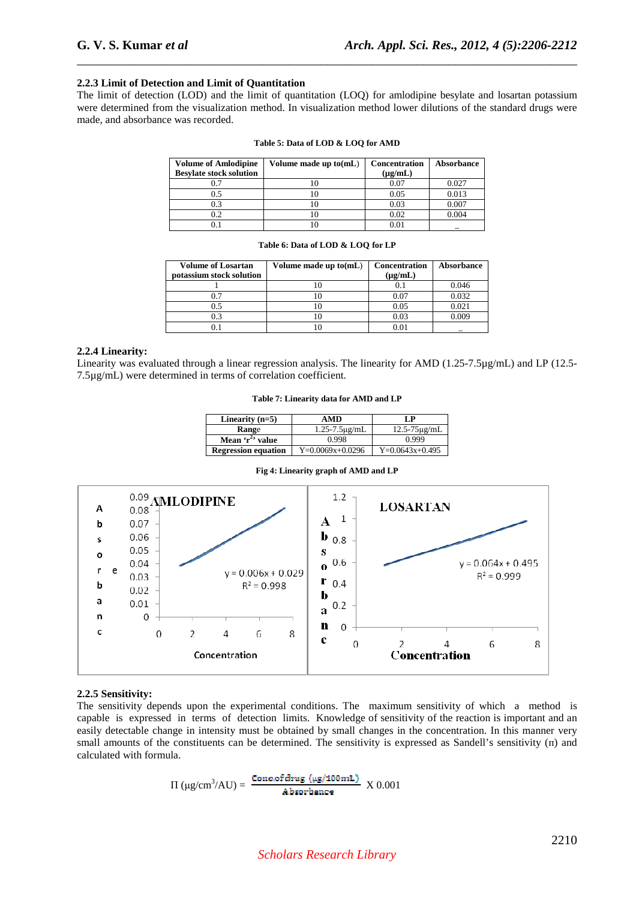### 2.2.3 Limit of Detection and Limit of Quantitation

The limit of detection (LOD) and the limit of quantitation (LOQ) for amlodipine besylate and losartan potassium were determined from the visualization method. In visualization method lower dilutions of the standard drugs were made, and absorbance was recorded.

**Table 5: Data of LOD & LOQ for AMD**

| Volume of Amlodipine Besylate stock solution | Volume made up to(mL) | Concentration (µg/mL) | Absorbance |
|---|---|---|---|
| 0.7 | 10 | 0.07 | 0.027 |
| 0.5 | 10 | 0.05 | 0.013 |
| 0.3 | 10 | 0.03 | 0.007 |
| 0.2 | 10 | 0.02 | 0.004 |
| 0.1 | 10 | 0.01 | _ |

**Table 6: Data of LOD & LOQ for LP**

| Volume of Losartan potassium stock solution | Volume made up to(mL) | Concentration (µg/mL) | Absorbance |
|---|---|---|---|
| 1 | 10 | 0.1 | 0.046 |
| 0.7 | 10 | 0.07 | 0.032 |
| 0.5 | 10 | 0.05 | 0.021 |
| 0.3 | 10 | 0.03 | 0.009 |
| 0.1 | 10 | 0.01 | _ |

### 2.2.4 Linearity:

Linearity was evaluated through a linear regression analysis. The linearity for AMD (1.25-7.5µg/mL) and LP (12.5-7.5µg/mL) were determined in terms of correlation coefficient.

**Table 7: Linearity data for AMD and LP**

| Linearity (n=5) | AMD | LP |
|---|---|---|
| Range | 1.25-7.5µg/mL | 12.5-75µg/mL |
| Mean 'r$^2$' value | 0.998 | 0.999 |
| Regression equation | Y=0.0069x+0.0296 | Y=0.0643x+0.495 |

**Fig 4: Linearity graph of AMD and LP**

### 2.2.5 Sensitivity:

The sensitivity depends upon the experimental conditions. The maximum sensitivity of which a method is capable is expressed in terms of detection limits. Knowledge of sensitivity of the reaction is important and an easily detectable change in intensity must be obtained by small changes in the concentration. In this manner very small amounts of the constituents can be determined. The sensitivity is expressed as Sandell's sensitivity (п) and calculated with formula.

$$\Pi\ (\mu g/cm^3/AU) = \frac{\text{Conc.of drug } (\mu g/100mL)}{\text{Absorbance}} \times 0.001$$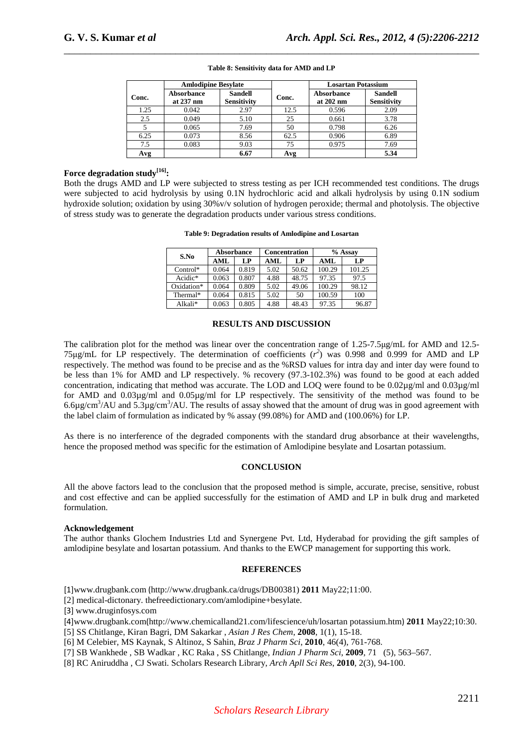**Table 8: Sensitivity data for AMD and LP**

| Amlodipine Besylate | | | Losartan Potassium | | |
|---|---|---|---|---|---|
| Conc. | Absorbance at 237 nm | Sandell Sensitivity | Conc. | Absorbance at 202 nm | Sandell Sensitivity |
| 1.25 | 0.042 | 2.97 | 12.5 | 0.596 | 2.09 |
| 2.5 | 0.049 | 5.10 | 25 | 0.661 | 3.78 |
| 5 | 0.065 | 7.69 | 50 | 0.798 | 6.26 |
| 6.25 | 0.073 | 8.56 | 62.5 | 0.906 | 6.89 |
| 7.5 | 0.083 | 9.03 | 75 | 0.975 | 7.69 |
| **Avg** | | **6.67** | **Avg** | | **5.34** |

### Force degradation study[16]:

Both the drugs AMD and LP were subjected to stress testing as per ICH recommended test conditions. The drugs were subjected to acid hydrolysis by using 0.1N hydrochloric acid and alkali hydrolysis by using 0.1N sodium hydroxide solution; oxidation by using 30%v/v solution of hydrogen peroxide; thermal and photolysis. The objective of stress study was to generate the degradation products under various stress conditions.

**Table 9: Degradation results of Amlodipine and Losartan**

| S.No | Absorbance | | Concentration | | % Assay | |
|---|---|---|---|---|---|---|
| | AML | LP | AML | LP | AML | LP |
| Control* | 0.064 | 0.819 | 5.02 | 50.62 | 100.29 | 101.25 |
| Acidic* | 0.063 | 0.807 | 4.88 | 48.75 | 97.35 | 97.5 |
| Oxidation* | 0.064 | 0.809 | 5.02 | 49.06 | 100.29 | 98.12 |
| Thermal* | 0.064 | 0.815 | 5.02 | 50 | 100.59 | 100 |
| Alkali* | 0.063 | 0.805 | 4.88 | 48.43 | 97.35 | 96.87 |

## RESULTS AND DISCUSSION

The calibration plot for the method was linear over the concentration range of 1.25-7.5µg/mL for AMD and 12.5-75µg/mL for LP respectively. The determination of coefficients ($r^2$) was 0.998 and 0.999 for AMD and LP respectively. The method was found to be precise and as the %RSD values for intra day and inter day were found to be less than 1% for AMD and LP respectively. % recovery (97.3-102.3%) was found to be good at each added concentration, indicating that method was accurate. The LOD and LOQ were found to be 0.02µg/ml and 0.03µg/ml for AMD and 0.03µg/ml and 0.05µg/ml for LP respectively. The sensitivity of the method was found to be 6.6µg/cm$^3$/AU and 5.3µg/cm$^3$/AU. The results of assay showed that the amount of drug was in good agreement with the label claim of formulation as indicated by % assay (99.08%) for AMD and (100.06%) for LP.

As there is no interference of the degraded components with the standard drug absorbance at their wavelengths, hence the proposed method was specific for the estimation of Amlodipine besylate and Losartan potassium.

## CONCLUSION

All the above factors lead to the conclusion that the proposed method is simple, accurate, precise, sensitive, robust and cost effective and can be applied successfully for the estimation of AMD and LP in bulk drug and marketed formulation.

### Acknowledgement

The author thanks Glochem Industries Ltd and Synergene Pvt. Ltd, Hyderabad for providing the gift samples of amlodipine besylate and losartan potassium. And thanks to the EWCP management for supporting this work.

## REFERENCES

[1]www.drugbank.com (http://www.drugbank.ca/drugs/DB00381) **2011** May22;11:00.

[2] medical-dictonary. thefreedictionary.com/amlodipine+besylate.

[3] www.druginfosys.com

[4]www.drugbank.com(http://www.chemicalland21.com/lifescience/uh/losartan potassium.htm) **2011** May22;10:30.

[5] SS Chitlange, Kiran Bagri, DM Sakarkar , *Asian J Res Chem*, **2008**, 1(1), 15-18.

[6] M Celebier, MS Kaynak, S Altinoz, S Sahin, *Braz J Pharm Sci*, **2010**, 46(4), 761-768.

[7] SB Wankhede , SB Wadkar , KC Raka , SS Chitlange, *Indian J Pharm Sci*, **2009**, 71 (5), 563–567.

[8] RC Aniruddha , CJ Swati. Scholars Research Library, *Arch Apll Sci Res*, **2010**, 2(3), 94-100.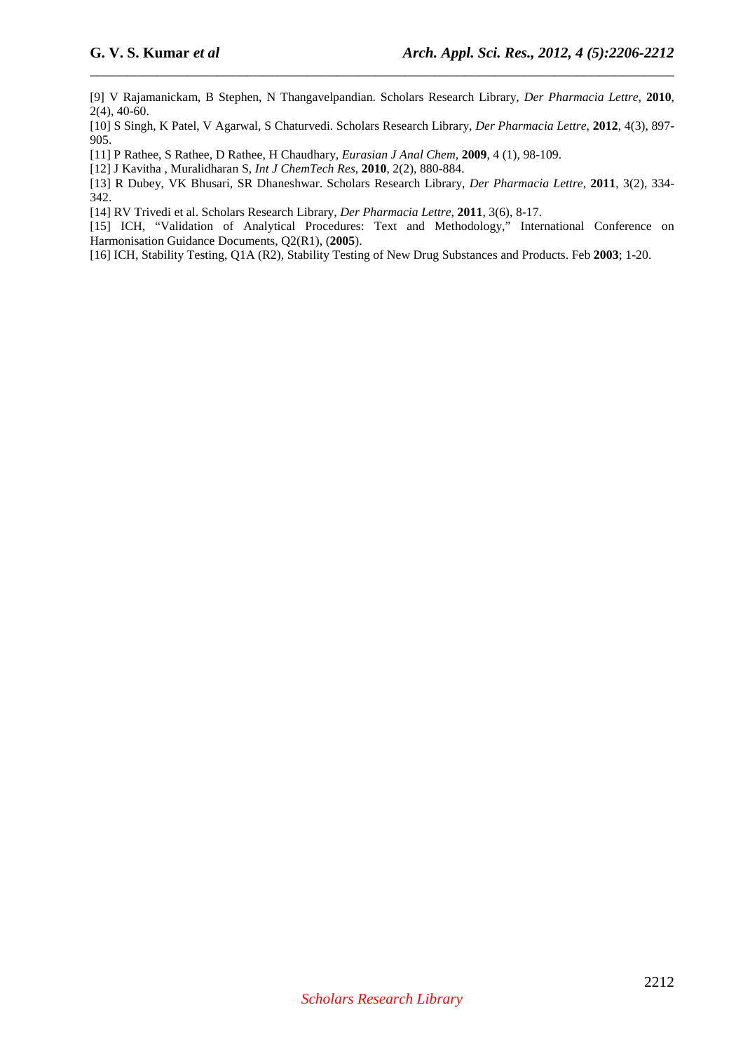[9] V Rajamanickam, B Stephen, N Thangavelpandian. Scholars Research Library, *Der Pharmacia Lettre*, **2010**, 2(4), 40-60.

[10] S Singh, K Patel, V Agarwal, S Chaturvedi. Scholars Research Library, *Der Pharmacia Lettre*, **2012**, 4(3), 897-905.

[11] P Rathee, S Rathee, D Rathee, H Chaudhary, *Eurasian J Anal Chem*, **2009**, 4 (1), 98-109.

[12] J Kavitha , Muralidharan S, *Int J ChemTech Res*, **2010**, 2(2), 880-884.

[13] R Dubey, VK Bhusari, SR Dhaneshwar. Scholars Research Library, *Der Pharmacia Lettre*, **2011**, 3(2), 334-342.

[14] RV Trivedi et al. Scholars Research Library, *Der Pharmacia Lettre*, **2011**, 3(6), 8-17.

[15] ICH, "Validation of Analytical Procedures: Text and Methodology," International Conference on Harmonisation Guidance Documents, Q2(R1), (**2005**).

[16] ICH, Stability Testing, Q1A (R2), Stability Testing of New Drug Substances and Products. Feb **2003**; 1-20.